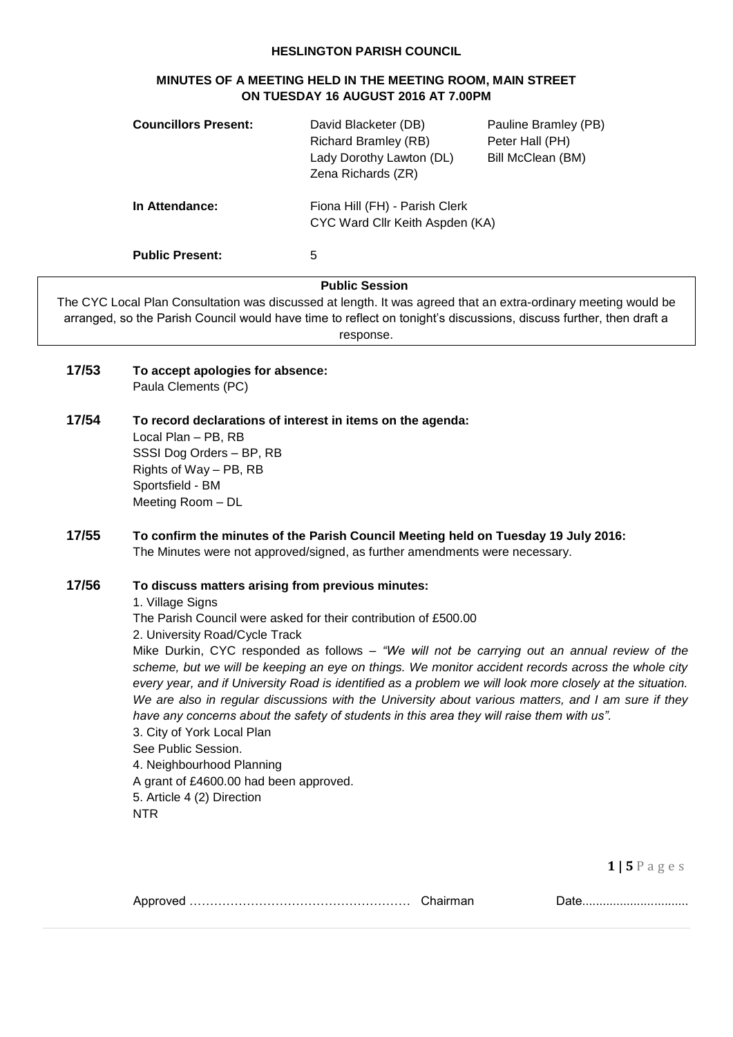# HESLINGTON PARISH COUNCIL

## MINUTES OF A MEETING HELD IN THE MEETING ROOM, MAIN STREET ON TUESDAY 16 AUGUST 2016 AT 7.00PM

| | | |
|---|---|---|
| **Councillors Present:** | David Blacketer (DB)<br>Richard Bramley (RB)<br>Lady Dorothy Lawton (DL)<br>Zena Richards (ZR) | Pauline Bramley (PB)<br>Peter Hall (PH)<br>Bill McClean (BM) |
| **In Attendance:** | Fiona Hill (FH) - Parish Clerk<br>CYC Ward Cllr Keith Aspden (KA) | |
| **Public Present:** | 5 | |

**Public Session**

The CYC Local Plan Consultation was discussed at length. It was agreed that an extra-ordinary meeting would be arranged, so the Parish Council would have time to reflect on tonight's discussions, discuss further, then draft a response.

**17/53 To accept apologies for absence:**

Paula Clements (PC)

**17/54 To record declarations of interest in items on the agenda:**

Local Plan – PB, RB
SSSI Dog Orders – BP, RB
Rights of Way – PB, RB
Sportsfield - BM
Meeting Room – DL

**17/55 To confirm the minutes of the Parish Council Meeting held on Tuesday 19 July 2016:**

The Minutes were not approved/signed, as further amendments were necessary.

**17/56 To discuss matters arising from previous minutes:**

1. Village Signs
The Parish Council were asked for their contribution of £500.00
2. University Road/Cycle Track
Mike Durkin, CYC responded as follows – *"We will not be carrying out an annual review of the scheme, but we will be keeping an eye on things. We monitor accident records across the whole city every year, and if University Road is identified as a problem we will look more closely at the situation. We are also in regular discussions with the University about various matters, and I am sure if they have any concerns about the safety of students in this area they will raise them with us".*
3. City of York Local Plan
See Public Session.
4. Neighbourhood Planning
A grant of £4600.00 had been approved.
5. Article 4 (2) Direction
NTR

Approved …………………………………………… Chairman Date...............................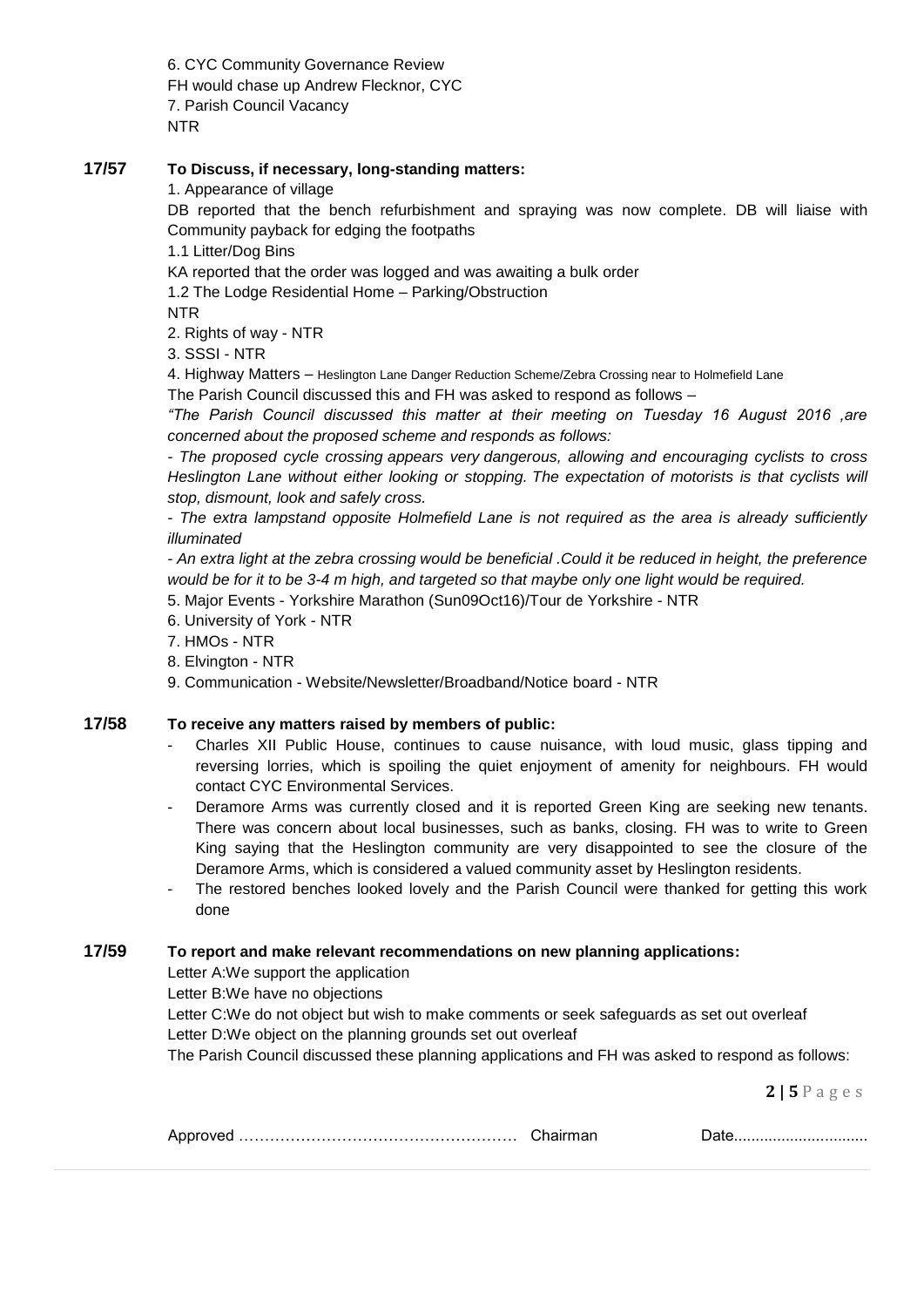6. CYC Community Governance Review
FH would chase up Andrew Flecknor, CYC
7. Parish Council Vacancy
NTR

**17/57 To Discuss, if necessary, long-standing matters:**

1. Appearance of village
DB reported that the bench refurbishment and spraying was now complete. DB will liaise with Community payback for edging the footpaths
1.1 Litter/Dog Bins
KA reported that the order was logged and was awaiting a bulk order
1.2 The Lodge Residential Home – Parking/Obstruction
NTR
2. Rights of way - NTR
3. SSSI - NTR
4. Highway Matters – Heslington Lane Danger Reduction Scheme/Zebra Crossing near to Holmefield Lane
The Parish Council discussed this and FH was asked to respond as follows –
*"The Parish Council discussed this matter at their meeting on Tuesday 16 August 2016 ,are concerned about the proposed scheme and responds as follows:*
*- The proposed cycle crossing appears very dangerous, allowing and encouraging cyclists to cross Heslington Lane without either looking or stopping. The expectation of motorists is that cyclists will stop, dismount, look and safely cross.*
*- The extra lampstand opposite Holmefield Lane is not required as the area is already sufficiently illuminated*
*- An extra light at the zebra crossing would be beneficial .Could it be reduced in height, the preference would be for it to be 3-4 m high, and targeted so that maybe only one light would be required.*
5. Major Events - Yorkshire Marathon (Sun09Oct16)/Tour de Yorkshire - NTR
6. University of York - NTR
7. HMOs - NTR
8. Elvington - NTR
9. Communication - Website/Newsletter/Broadband/Notice board - NTR

**17/58 To receive any matters raised by members of public:**

- Charles XII Public House, continues to cause nuisance, with loud music, glass tipping and reversing lorries, which is spoiling the quiet enjoyment of amenity for neighbours. FH would contact CYC Environmental Services.
- Deramore Arms was currently closed and it is reported Green King are seeking new tenants. There was concern about local businesses, such as banks, closing. FH was to write to Green King saying that the Heslington community are very disappointed to see the closure of the Deramore Arms, which is considered a valued community asset by Heslington residents.
- The restored benches looked lovely and the Parish Council were thanked for getting this work done

**17/59 To report and make relevant recommendations on new planning applications:**

Letter A:We support the application
Letter B:We have no objections
Letter C:We do not object but wish to make comments or seek safeguards as set out overleaf
Letter D:We object on the planning grounds set out overleaf
The Parish Council discussed these planning applications and FH was asked to respond as follows:

Approved …………………………………………… Chairman Date...............................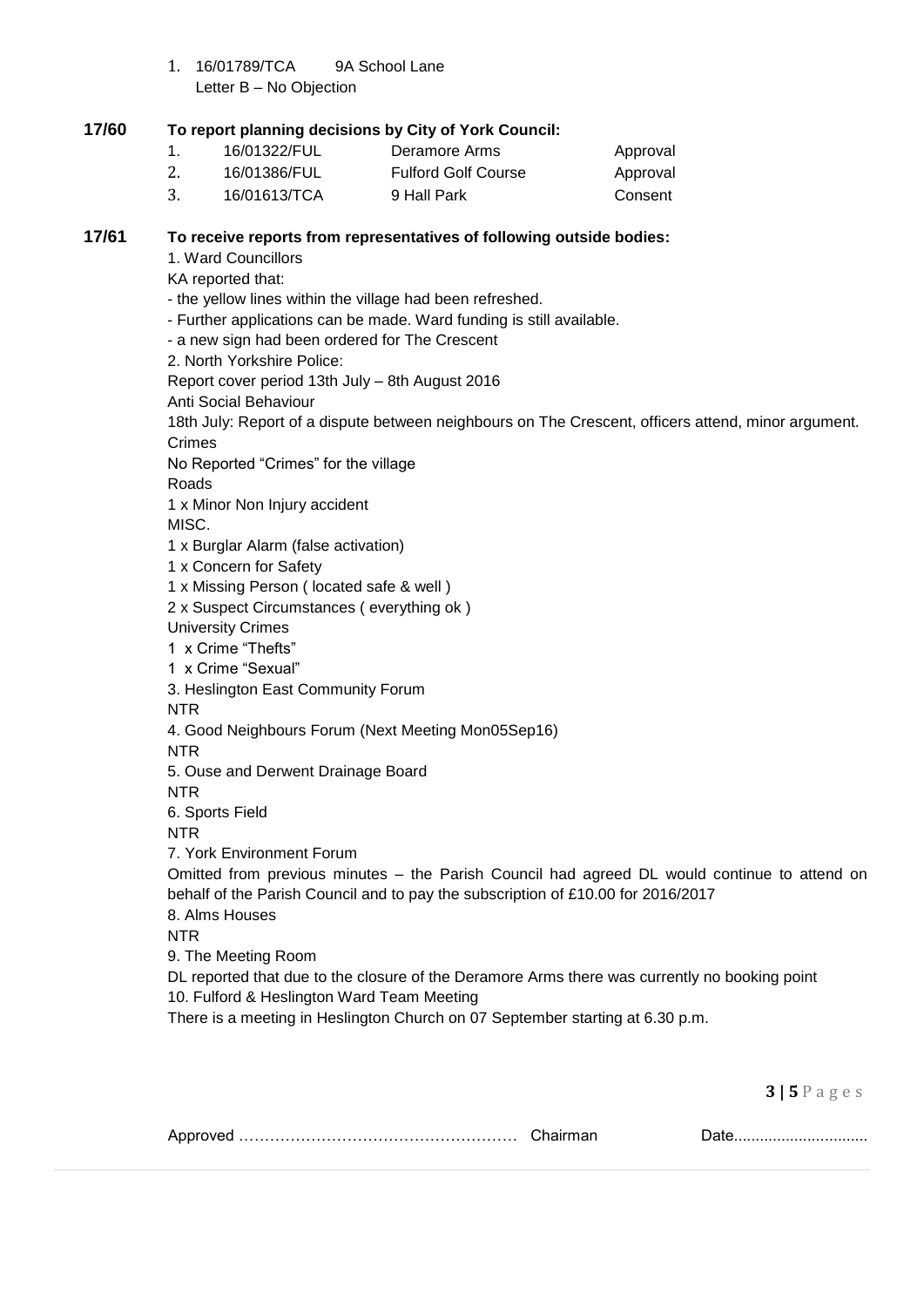1. 16/01789/TCA 9A School Lane
   Letter B – No Objection

**17/60 To report planning decisions by City of York Council:**

| | | | |
|---|---|---|---|
| 1. | 16/01322/FUL | Deramore Arms | Approval |
| 2. | 16/01386/FUL | Fulford Golf Course | Approval |
| 3. | 16/01613/TCA | 9 Hall Park | Consent |

**17/61 To receive reports from representatives of following outside bodies:**

1. Ward Councillors

KA reported that:

- the yellow lines within the village had been refreshed.
- Further applications can be made. Ward funding is still available.
- a new sign had been ordered for The Crescent

2. North Yorkshire Police:

Report cover period 13th July – 8th August 2016

Anti Social Behaviour

18th July: Report of a dispute between neighbours on The Crescent, officers attend, minor argument.

Crimes

No Reported "Crimes" for the village

Roads

1 x Minor Non Injury accident

MISC.

1 x Burglar Alarm (false activation)

1 x Concern for Safety

1 x Missing Person ( located safe & well )

2 x Suspect Circumstances ( everything ok )

University Crimes

1 x Crime "Thefts"

1 x Crime "Sexual"

3. Heslington East Community Forum

NTR

4. Good Neighbours Forum (Next Meeting Mon05Sep16)

NTR

5. Ouse and Derwent Drainage Board

NTR

6. Sports Field

NTR

7. York Environment Forum

Omitted from previous minutes – the Parish Council had agreed DL would continue to attend on behalf of the Parish Council and to pay the subscription of £10.00 for 2016/2017

8. Alms Houses

NTR

9. The Meeting Room

DL reported that due to the closure of the Deramore Arms there was currently no booking point

10. Fulford & Heslington Ward Team Meeting

There is a meeting in Heslington Church on 07 September starting at 6.30 p.m.

Approved …………………………………………… Chairman Date...............................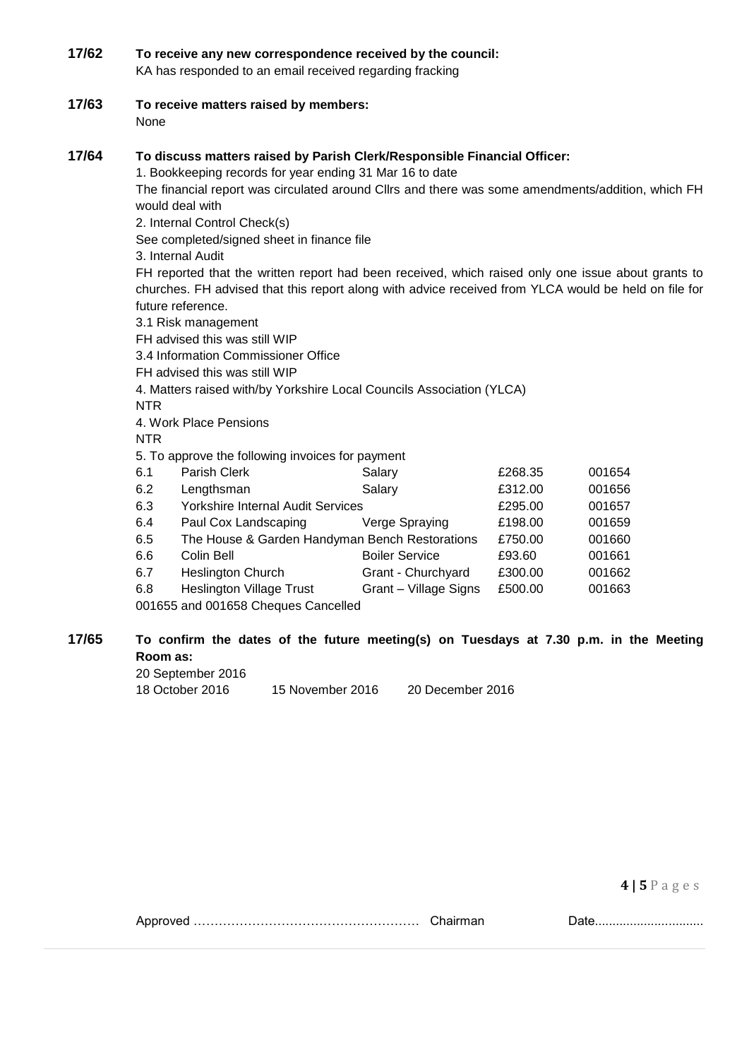**17/62 To receive any new correspondence received by the council:**

KA has responded to an email received regarding fracking

**17/63 To receive matters raised by members:**

None

**17/64 To discuss matters raised by Parish Clerk/Responsible Financial Officer:**

1. Bookkeeping records for year ending 31 Mar 16 to date

The financial report was circulated around Cllrs and there was some amendments/addition, which FH would deal with

2. Internal Control Check(s)

See completed/signed sheet in finance file

3. Internal Audit

FH reported that the written report had been received, which raised only one issue about grants to churches. FH advised that this report along with advice received from YLCA would be held on file for future reference.

3.1 Risk management

FH advised this was still WIP

3.4 Information Commissioner Office

FH advised this was still WIP

4. Matters raised with/by Yorkshire Local Councils Association (YLCA)

NTR

4. Work Place Pensions

NTR

5. To approve the following invoices for payment

| | | | | |
|---|---|---|---|---|
| 6.1 | Parish Clerk | Salary | £268.35 | 001654 |
| 6.2 | Lengthsman | Salary | £312.00 | 001656 |
| 6.3 | Yorkshire Internal Audit Services | | £295.00 | 001657 |
| 6.4 | Paul Cox Landscaping | Verge Spraying | £198.00 | 001659 |
| 6.5 | The House & Garden Handyman | Bench Restorations | £750.00 | 001660 |
| 6.6 | Colin Bell | Boiler Service | £93.60 | 001661 |
| 6.7 | Heslington Church | Grant - Churchyard | £300.00 | 001662 |
| 6.8 | Heslington Village Trust | Grant – Village Signs | £500.00 | 001663 |

001655 and 001658 Cheques Cancelled

**17/65 To confirm the dates of the future meeting(s) on Tuesdays at 7.30 p.m. in the Meeting Room as:**

20 September 2016

18 October 2016 15 November 2016 20 December 2016

Approved …………………………………………… Chairman Date...............................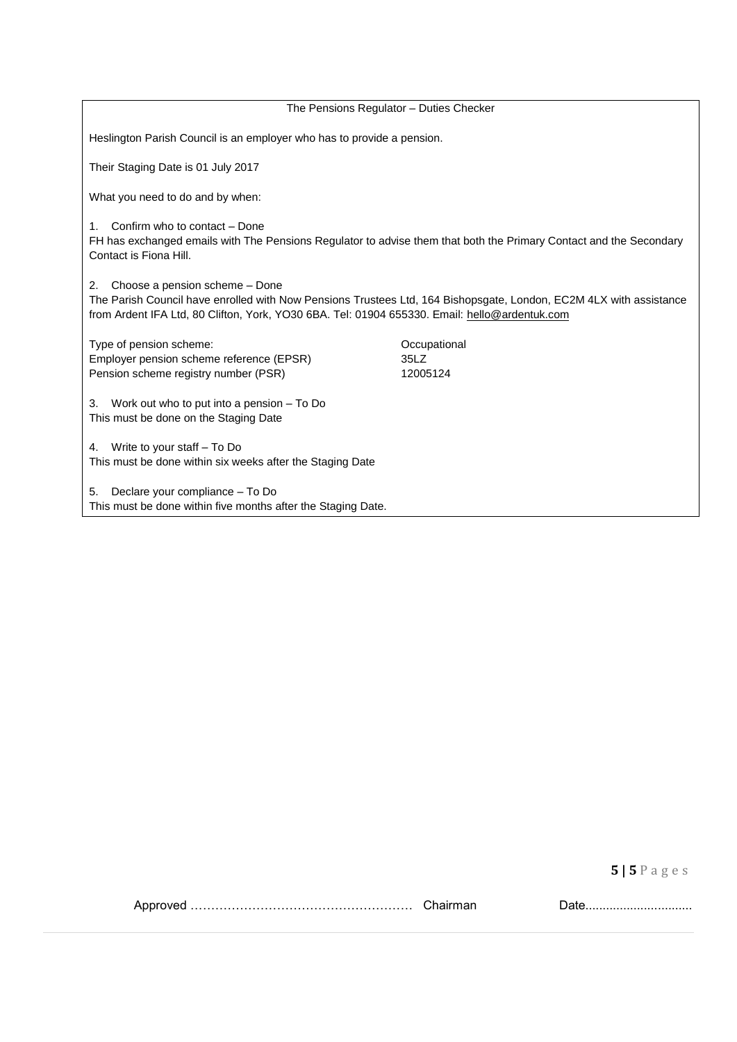The Pensions Regulator – Duties Checker

Heslington Parish Council is an employer who has to provide a pension.

Their Staging Date is 01 July 2017

What you need to do and by when:

1. Confirm who to contact – Done
FH has exchanged emails with The Pensions Regulator to advise them that both the Primary Contact and the Secondary Contact is Fiona Hill.

2. Choose a pension scheme – Done
The Parish Council have enrolled with Now Pensions Trustees Ltd, 164 Bishopsgate, London, EC2M 4LX with assistance from Ardent IFA Ltd, 80 Clifton, York, YO30 6BA. Tel: 01904 655330. Email: hello@ardentuk.com

| | |
|---|---|
| Type of pension scheme: | Occupational |
| Employer pension scheme reference (EPSR) | 35LZ |
| Pension scheme registry number (PSR) | 12005124 |

3. Work out who to put into a pension – To Do
This must be done on the Staging Date

4. Write to your staff – To Do
This must be done within six weeks after the Staging Date

5. Declare your compliance – To Do
This must be done within five months after the Staging Date.

Approved …………………………………………… Chairman Date..............................